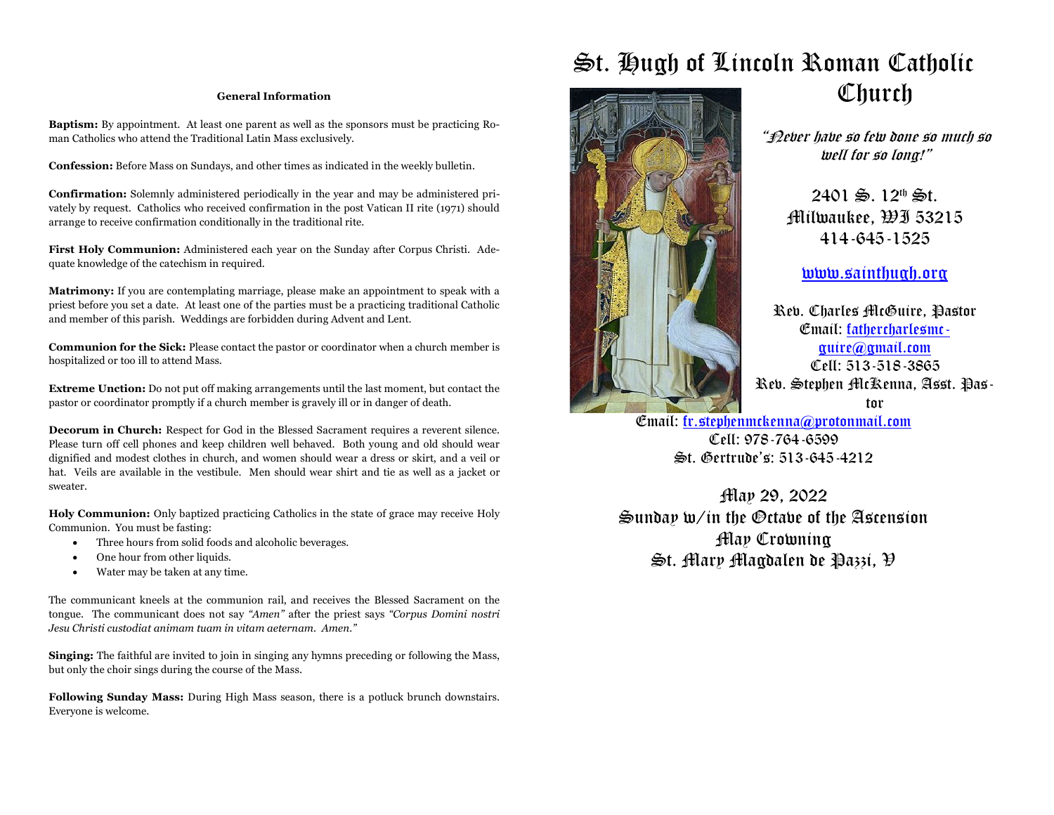## General Information

**Baptism:** By appointment. At least one parent as well as the sponsors must be practicing Roman Catholics who attend the Traditional Latin Mass exclusively.

**Confession:** Before Mass on Sundays, and other times as indicated in the weekly bulletin.

**Confirmation:** Solemnly administered periodically in the year and may be administered privately by request. Catholics who received confirmation in the post Vatican II rite (1971) should arrange to receive confirmation conditionally in the traditional rite.

**First Holy Communion:** Administered each year on the Sunday after Corpus Christi. Adequate knowledge of the catechism in required.

**Matrimony:** If you are contemplating marriage, please make an appointment to speak with a priest before you set a date. At least one of the parties must be a practicing traditional Catholic and member of this parish. Weddings are forbidden during Advent and Lent.

**Communion for the Sick:** Please contact the pastor or coordinator when a church member is hospitalized or too ill to attend Mass.

**Extreme Unction:** Do not put off making arrangements until the last moment, but contact the pastor or coordinator promptly if a church member is gravely ill or in danger of death.

**Decorum in Church:** Respect for God in the Blessed Sacrament requires a reverent silence. Please turn off cell phones and keep children well behaved. Both young and old should wear dignified and modest clothes in church, and women should wear a dress or skirt, and a veil or hat. Veils are available in the vestibule. Men should wear shirt and tie as well as a jacket or sweater.

**Holy Communion:** Only baptized practicing Catholics in the state of grace may receive Holy Communion. You must be fasting:

- Three hours from solid foods and alcoholic beverages.
- One hour from other liquids.
- Water may be taken at any time.

The communicant kneels at the communion rail, and receives the Blessed Sacrament on the tongue. The communicant does not say *"Amen"* after the priest says *"Corpus Domini nostri Jesu Christi custodiat animam tuam in vitam aeternam. Amen."*

**Singing:** The faithful are invited to join in singing any hymns preceding or following the Mass, but only the choir sings during the course of the Mass.

**Following Sunday Mass:** During High Mass season, there is a potluck brunch downstairs. Everyone is welcome.

# St. Hugh of Lincoln Roman Catholic Church

*"Never have so few done so much so well for so long!"*

2401 S. 12th St.
Milwaukee, WI 53215
414-645-1525

www.sainthugh.org

Rev. Charles McGuire, Pastor
Email: fathercharlesmcguire@gmail.com
Cell: 513-518-3865
Rev. Stephen McKenna, Asst. Pastor
Email: fr.stephenmckenna@protonmail.com
Cell: 978-764-6599
St. Gertrude's: 513-645-4212

May 29, 2022
Sunday w/in the Octave of the Ascension
May Crowning
St. Mary Magdalen de Pazzi, V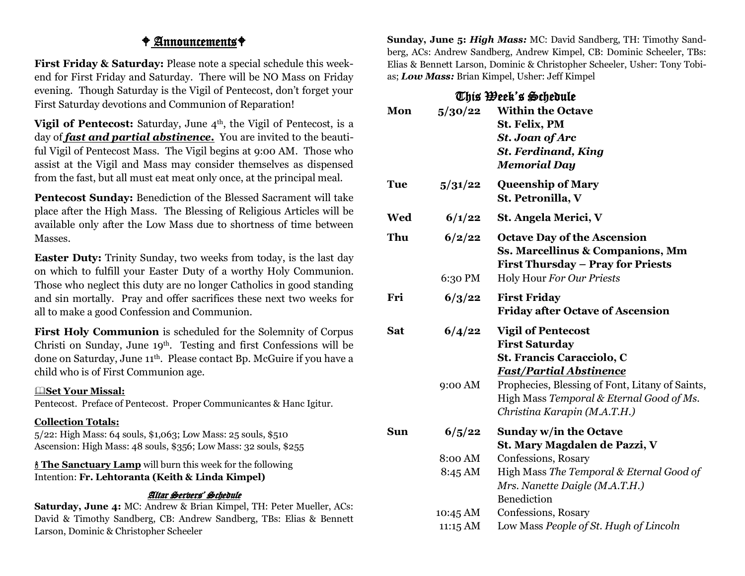## ✝ Announcements ✝

**First Friday & Saturday:** Please note a special schedule this weekend for First Friday and Saturday. There will be NO Mass on Friday evening. Though Saturday is the Vigil of Pentecost, don't forget your First Saturday devotions and Communion of Reparation!

**Vigil of Pentecost:** Saturday, June 4th, the Vigil of Pentecost, is a day of ***fast and partial abstinence.*** You are invited to the beautiful Vigil of Pentecost Mass. The Vigil begins at 9:00 AM. Those who assist at the Vigil and Mass may consider themselves as dispensed from the fast, but all must eat meat only once, at the principal meal.

**Pentecost Sunday:** Benediction of the Blessed Sacrament will take place after the High Mass. The Blessing of Religious Articles will be available only after the Low Mass due to shortness of time between Masses.

**Easter Duty:** Trinity Sunday, two weeks from today, is the last day on which to fulfill your Easter Duty of a worthy Holy Communion. Those who neglect this duty are no longer Catholics in good standing and sin mortally. Pray and offer sacrifices these next two weeks for all to make a good Confession and Communion.

**First Holy Communion** is scheduled for the Solemnity of Corpus Christi on Sunday, June 19th. Testing and first Confessions will be done on Saturday, June 11th. Please contact Bp. McGuire if you have a child who is of First Communion age.

**Set Your Missal:**
Pentecost. Preface of Pentecost. Proper Communicantes & Hanc Igitur.

**Collection Totals:**
5/22: High Mass: 64 souls, $1,063; Low Mass: 25 souls, $510
Ascension: High Mass: 48 souls, $356; Low Mass: 32 souls, $255

**The Sanctuary Lamp** will burn this week for the following Intention: **Fr. Lehtoranta (Keith & Linda Kimpel)**

### Altar Servers' Schedule

**Saturday, June 4:** MC: Andrew & Brian Kimpel, TH: Peter Mueller, ACs: David & Timothy Sandberg, CB: Andrew Sandberg, TBs: Elias & Bennett Larson, Dominic & Christopher Scheeler

**Sunday, June 5:** ***High Mass:*** MC: David Sandberg, TH: Timothy Sandberg, ACs: Andrew Sandberg, Andrew Kimpel, CB: Dominic Scheeler, TBs: Elias & Bennett Larson, Dominic & Christopher Scheeler, Usher: Tony Tobias; ***Low Mass:*** Brian Kimpel, Usher: Jeff Kimpel

## This Week's Schedule

| | | |
|---|---|---|
| **Mon** | **5/30/22** | **Within the Octave**<br>**St. Felix, PM**<br>***St. Joan of Arc***<br>***St. Ferdinand, King***<br>***Memorial Day*** |
| **Tue** | **5/31/22** | **Queenship of Mary**<br>**St. Petronilla, V** |
| **Wed** | **6/1/22** | **St. Angela Merici, V** |
| **Thu** | **6/2/22** | **Octave Day of the Ascension**<br>**Ss. Marcellinus & Companions, Mm**<br>**First Thursday – Pray for Priests** |
| | 6:30 PM | Holy Hour *For Our Priests* |
| **Fri** | **6/3/22** | **First Friday**<br>**Friday after Octave of Ascension** |
| **Sat** | **6/4/22** | **Vigil of Pentecost**<br>**First Saturday**<br>**St. Francis Caracciolo, C**<br>***Fast/Partial Abstinence*** |
| | 9:00 AM | Prophecies, Blessing of Font, Litany of Saints, High Mass *Temporal & Eternal Good of Ms. Christina Karapin (M.A.T.H.)* |
| **Sun** | **6/5/22** | **Sunday w/in the Octave**<br>**St. Mary Magdalen de Pazzi, V** |
| | 8:00 AM | Confessions, Rosary |
| | 8:45 AM | High Mass *The Temporal & Eternal Good of Mrs. Nanette Daigle (M.A.T.H.)*<br>Benediction |
| | 10:45 AM | Confessions, Rosary |
| | 11:15 AM | Low Mass *People of St. Hugh of Lincoln* |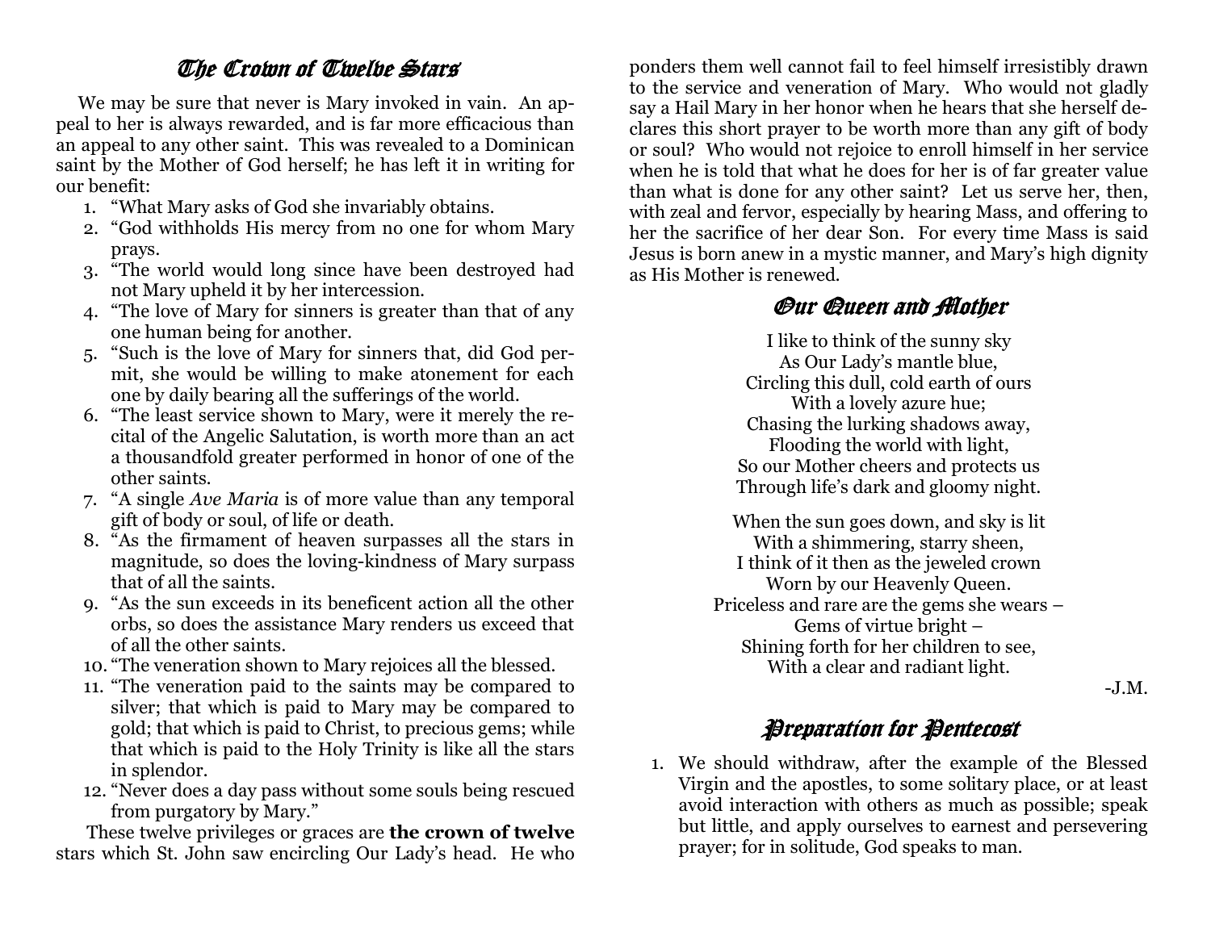## The Crown of Twelve Stars

We may be sure that never is Mary invoked in vain. An appeal to her is always rewarded, and is far more efficacious than an appeal to any other saint. This was revealed to a Dominican saint by the Mother of God herself; he has left it in writing for our benefit:

1. "What Mary asks of God she invariably obtains.
2. "God withholds His mercy from no one for whom Mary prays.
3. "The world would long since have been destroyed had not Mary upheld it by her intercession.
4. "The love of Mary for sinners is greater than that of any one human being for another.
5. "Such is the love of Mary for sinners that, did God permit, she would be willing to make atonement for each one by daily bearing all the sufferings of the world.
6. "The least service shown to Mary, were it merely the recital of the Angelic Salutation, is worth more than an act a thousandfold greater performed in honor of one of the other saints.
7. "A single *Ave Maria* is of more value than any temporal gift of body or soul, of life or death.
8. "As the firmament of heaven surpasses all the stars in magnitude, so does the loving-kindness of Mary surpass that of all the saints.
9. "As the sun exceeds in its beneficent action all the other orbs, so does the assistance Mary renders us exceed that of all the other saints.
10. "The veneration shown to Mary rejoices all the blessed.
11. "The veneration paid to the saints may be compared to silver; that which is paid to Mary may be compared to gold; that which is paid to Christ, to precious gems; while that which is paid to the Holy Trinity is like all the stars in splendor.
12. "Never does a day pass without some souls being rescued from purgatory by Mary."

These twelve privileges or graces are **the crown of twelve** stars which St. John saw encircling Our Lady's head. He who ponders them well cannot fail to feel himself irresistibly drawn to the service and veneration of Mary. Who would not gladly say a Hail Mary in her honor when he hears that she herself declares this short prayer to be worth more than any gift of body or soul? Who would not rejoice to enroll himself in her service when he is told that what he does for her is of far greater value than what is done for any other saint? Let us serve her, then, with zeal and fervor, especially by hearing Mass, and offering to her the sacrifice of her dear Son. For every time Mass is said Jesus is born anew in a mystic manner, and Mary's high dignity as His Mother is renewed.

## Our Queen and Mother

I like to think of the sunny sky
As Our Lady's mantle blue,
Circling this dull, cold earth of ours
With a lovely azure hue;
Chasing the lurking shadows away,
Flooding the world with light,
So our Mother cheers and protects us
Through life's dark and gloomy night.

When the sun goes down, and sky is lit
With a shimmering, starry sheen,
I think of it then as the jeweled crown
Worn by our Heavenly Queen.
Priceless and rare are the gems she wears –
Gems of virtue bright –
Shining forth for her children to see,
With a clear and radiant light.

-J.M.

## Preparation for Pentecost

1. We should withdraw, after the example of the Blessed Virgin and the apostles, to some solitary place, or at least avoid interaction with others as much as possible; speak but little, and apply ourselves to earnest and persevering prayer; for in solitude, God speaks to man.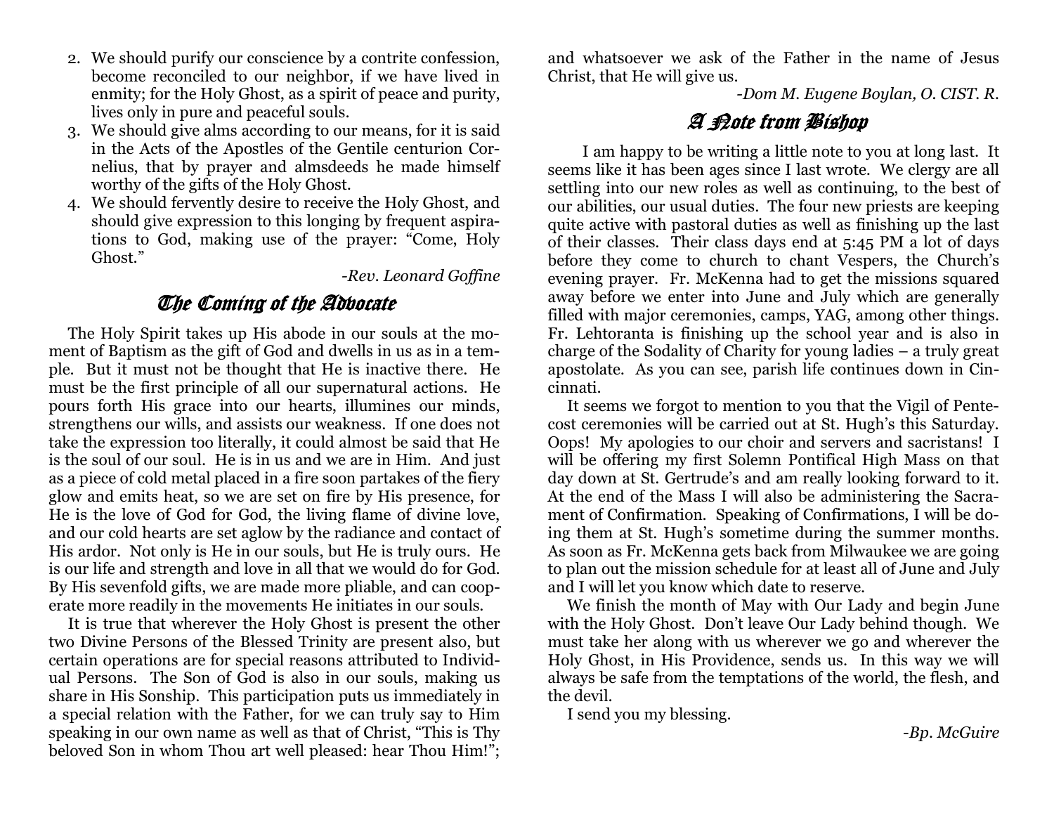2. We should purify our conscience by a contrite confession, become reconciled to our neighbor, if we have lived in enmity; for the Holy Ghost, as a spirit of peace and purity, lives only in pure and peaceful souls.
3. We should give alms according to our means, for it is said in the Acts of the Apostles of the Gentile centurion Cornelius, that by prayer and almsdeeds he made himself worthy of the gifts of the Holy Ghost.
4. We should fervently desire to receive the Holy Ghost, and should give expression to this longing by frequent aspirations to God, making use of the prayer: "Come, Holy Ghost."

*-Rev. Leonard Goffine*

## The Coming of the Advocate

The Holy Spirit takes up His abode in our souls at the moment of Baptism as the gift of God and dwells in us as in a temple. But it must not be thought that He is inactive there. He must be the first principle of all our supernatural actions. He pours forth His grace into our hearts, illumines our minds, strengthens our wills, and assists our weakness. If one does not take the expression too literally, it could almost be said that He is the soul of our soul. He is in us and we are in Him. And just as a piece of cold metal placed in a fire soon partakes of the fiery glow and emits heat, so we are set on fire by His presence, for He is the love of God for God, the living flame of divine love, and our cold hearts are set aglow by the radiance and contact of His ardor. Not only is He in our souls, but He is truly ours. He is our life and strength and love in all that we would do for God. By His sevenfold gifts, we are made more pliable, and can cooperate more readily in the movements He initiates in our souls.

It is true that wherever the Holy Ghost is present the other two Divine Persons of the Blessed Trinity are present also, but certain operations are for special reasons attributed to Individual Persons. The Son of God is also in our souls, making us share in His Sonship. This participation puts us immediately in a special relation with the Father, for we can truly say to Him speaking in our own name as well as that of Christ, "This is Thy beloved Son in whom Thou art well pleased: hear Thou Him!"; and whatsoever we ask of the Father in the name of Jesus Christ, that He will give us.

*-Dom M. Eugene Boylan, O. CIST. R.*

## A Note from Bishop

I am happy to be writing a little note to you at long last. It seems like it has been ages since I last wrote. We clergy are all settling into our new roles as well as continuing, to the best of our abilities, our usual duties. The four new priests are keeping quite active with pastoral duties as well as finishing up the last of their classes. Their class days end at 5:45 PM a lot of days before they come to church to chant Vespers, the Church's evening prayer. Fr. McKenna had to get the missions squared away before we enter into June and July which are generally filled with major ceremonies, camps, YAG, among other things. Fr. Lehtoranta is finishing up the school year and is also in charge of the Sodality of Charity for young ladies – a truly great apostolate. As you can see, parish life continues down in Cincinnati.

It seems we forgot to mention to you that the Vigil of Pentecost ceremonies will be carried out at St. Hugh's this Saturday. Oops! My apologies to our choir and servers and sacristans! I will be offering my first Solemn Pontifical High Mass on that day down at St. Gertrude's and am really looking forward to it. At the end of the Mass I will also be administering the Sacrament of Confirmation. Speaking of Confirmations, I will be doing them at St. Hugh's sometime during the summer months. As soon as Fr. McKenna gets back from Milwaukee we are going to plan out the mission schedule for at least all of June and July and I will let you know which date to reserve.

We finish the month of May with Our Lady and begin June with the Holy Ghost. Don't leave Our Lady behind though. We must take her along with us wherever we go and wherever the Holy Ghost, in His Providence, sends us. In this way we will always be safe from the temptations of the world, the flesh, and the devil.

I send you my blessing.

*-Bp. McGuire*